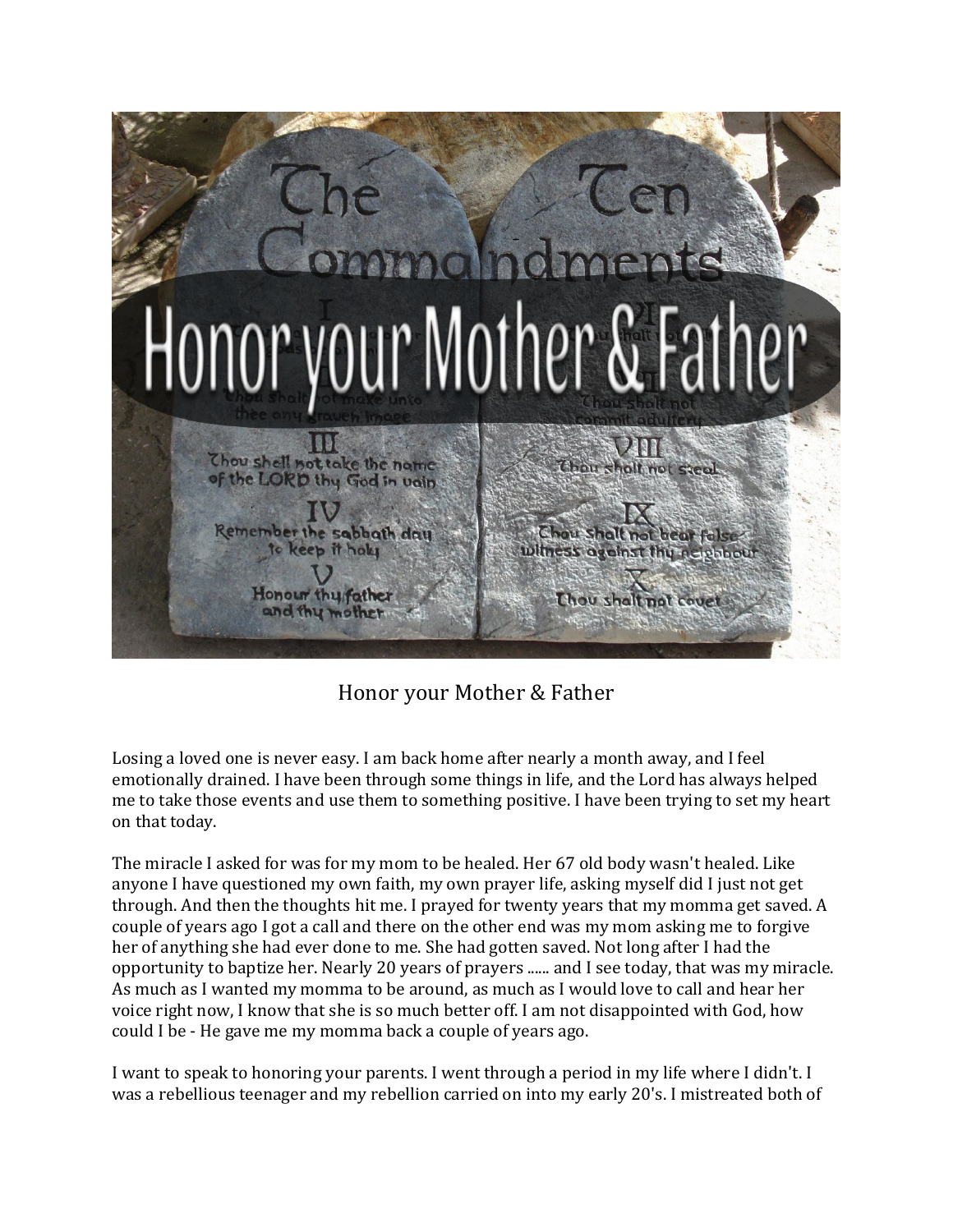# Honor your Mother & Father

Losing a loved one is never easy. I am back home after nearly a month away, and I feel emotionally drained. I have been through some things in life, and the Lord has always helped me to take those events and use them to something positive. I have been trying to set my heart on that today.

The miracle I asked for was for my mom to be healed. Her 67 old body wasn't healed. Like anyone I have questioned my own faith, my own prayer life, asking myself did I just not get through. And then the thoughts hit me. I prayed for twenty years that my momma get saved. A couple of years ago I got a call and there on the other end was my mom asking me to forgive her of anything she had ever done to me. She had gotten saved. Not long after I had the opportunity to baptize her. Nearly 20 years of prayers ...... and I see today, that was my miracle. As much as I wanted my momma to be around, as much as I would love to call and hear her voice right now, I know that she is so much better off. I am not disappointed with God, how could I be - He gave me my momma back a couple of years ago.

I want to speak to honoring your parents. I went through a period in my life where I didn't. I was a rebellious teenager and my rebellion carried on into my early 20's. I mistreated both of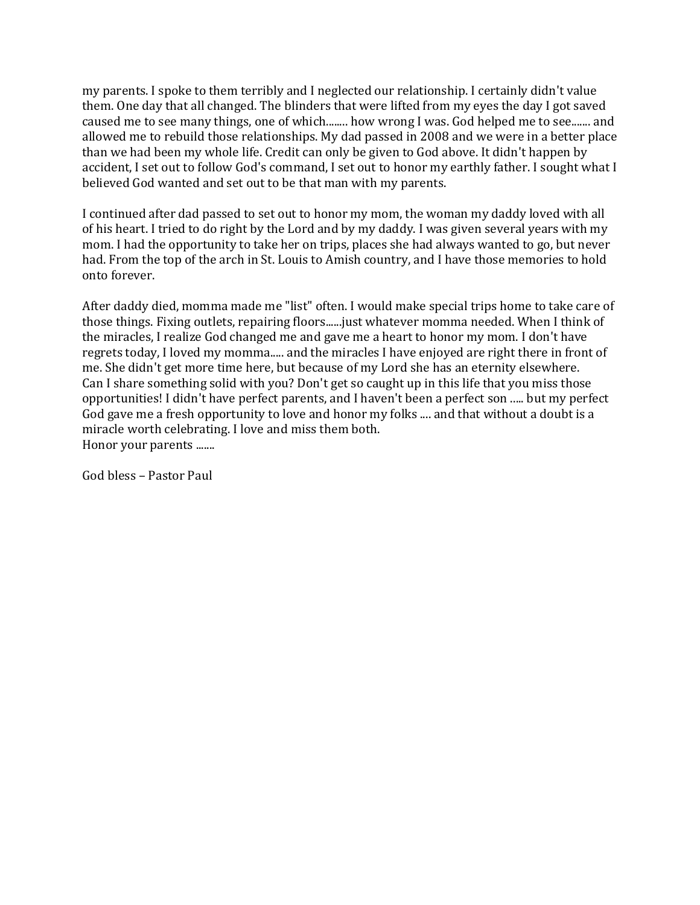my parents. I spoke to them terribly and I neglected our relationship. I certainly didn't value them. One day that all changed. The blinders that were lifted from my eyes the day I got saved caused me to see many things, one of which........ how wrong I was. God helped me to see....... and allowed me to rebuild those relationships. My dad passed in 2008 and we were in a better place than we had been my whole life. Credit can only be given to God above. It didn't happen by accident, I set out to follow God's command, I set out to honor my earthly father. I sought what I believed God wanted and set out to be that man with my parents.

I continued after dad passed to set out to honor my mom, the woman my daddy loved with all of his heart. I tried to do right by the Lord and by my daddy. I was given several years with my mom. I had the opportunity to take her on trips, places she had always wanted to go, but never had. From the top of the arch in St. Louis to Amish country, and I have those memories to hold onto forever.

After daddy died, momma made me "list" often. I would make special trips home to take care of those things. Fixing outlets, repairing floors......just whatever momma needed. When I think of the miracles, I realize God changed me and gave me a heart to honor my mom. I don't have regrets today, I loved my momma..... and the miracles I have enjoyed are right there in front of me. She didn't get more time here, but because of my Lord she has an eternity elsewhere.
Can I share something solid with you? Don't get so caught up in this life that you miss those opportunities! I didn't have perfect parents, and I haven't been a perfect son ….. but my perfect God gave me a fresh opportunity to love and honor my folks …. and that without a doubt is a miracle worth celebrating. I love and miss them both.
Honor your parents .......

God bless – Pastor Paul